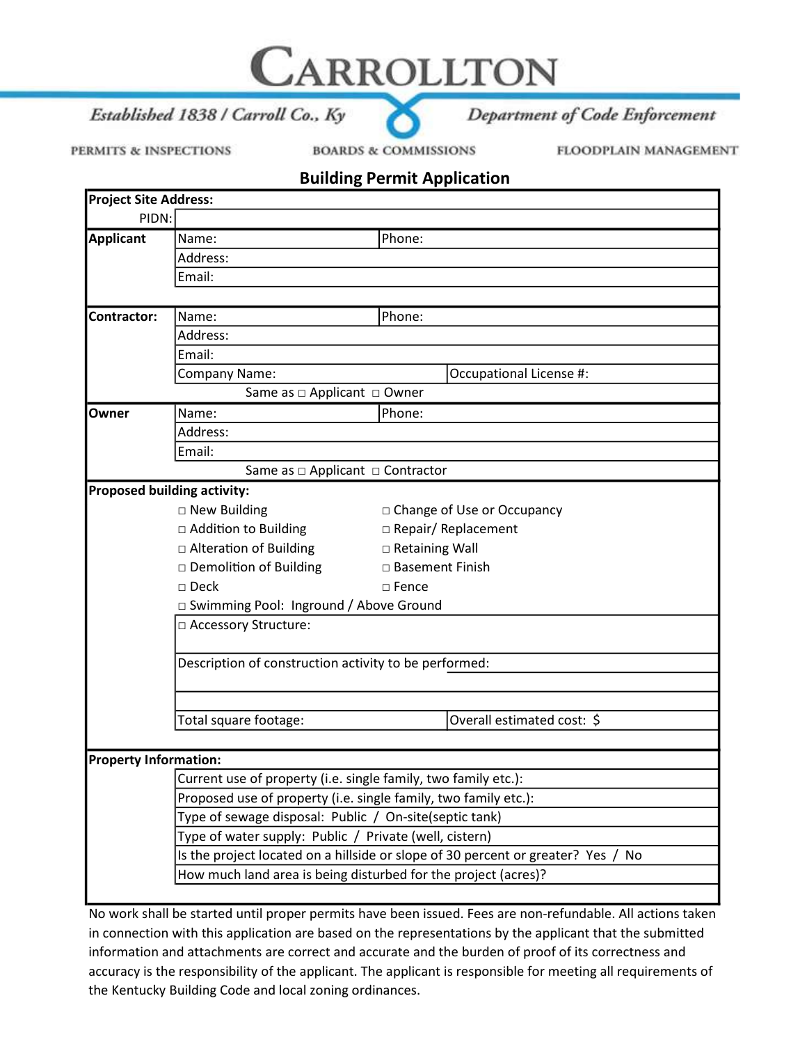# CARROLLTON

*Established 1838 / Carroll Co., Ky* — *Department of Code Enforcement*

PERMITS & INSPECTIONS — BOARDS & COMMISSIONS — FLOODPLAIN MANAGEMENT

## Building Permit Application

**Project Site Address:**

PIDN:

| **Applicant** | Name: | Phone: |
|---|---|---|
| | Address: | |
| | Email: | |

| **Contractor:** | Name: | Phone: |
|---|---|---|
| | Address: | |
| | Email: | |
| | Company Name: | Occupational License #: |
| | Same as □ Applicant □ Owner | |

| **Owner** | Name: | Phone: |
|---|---|---|
| | Address: | |
| | Email: | |
| | Same as □ Applicant □ Contractor | |

**Proposed building activity:**

| | |
|---|---|
| □ New Building | □ Change of Use or Occupancy |
| □ Addition to Building | □ Repair/ Replacement |
| □ Alteration of Building | □ Retaining Wall |
| □ Demolition of Building | □ Basement Finish |
| □ Deck | □ Fence |
| □ Swimming Pool: Inground / Above Ground | |

□ Accessory Structure:

Description of construction activity to be performed:

| Total square footage: | Overall estimated cost: $ |
|---|---|

**Property Information:**

- Current use of property (i.e. single family, two family etc.):
- Proposed use of property (i.e. single family, two family etc.):
- Type of sewage disposal: Public / On-site(septic tank)
- Type of water supply: Public / Private (well, cistern)
- Is the project located on a hillside or slope of 30 percent or greater? Yes / No
- How much land area is being disturbed for the project (acres)?

No work shall be started until proper permits have been issued. Fees are non-refundable. All actions taken in connection with this application are based on the representations by the applicant that the submitted information and attachments are correct and accurate and the burden of proof of its correctness and accuracy is the responsibility of the applicant. The applicant is responsible for meeting all requirements of the Kentucky Building Code and local zoning ordinances.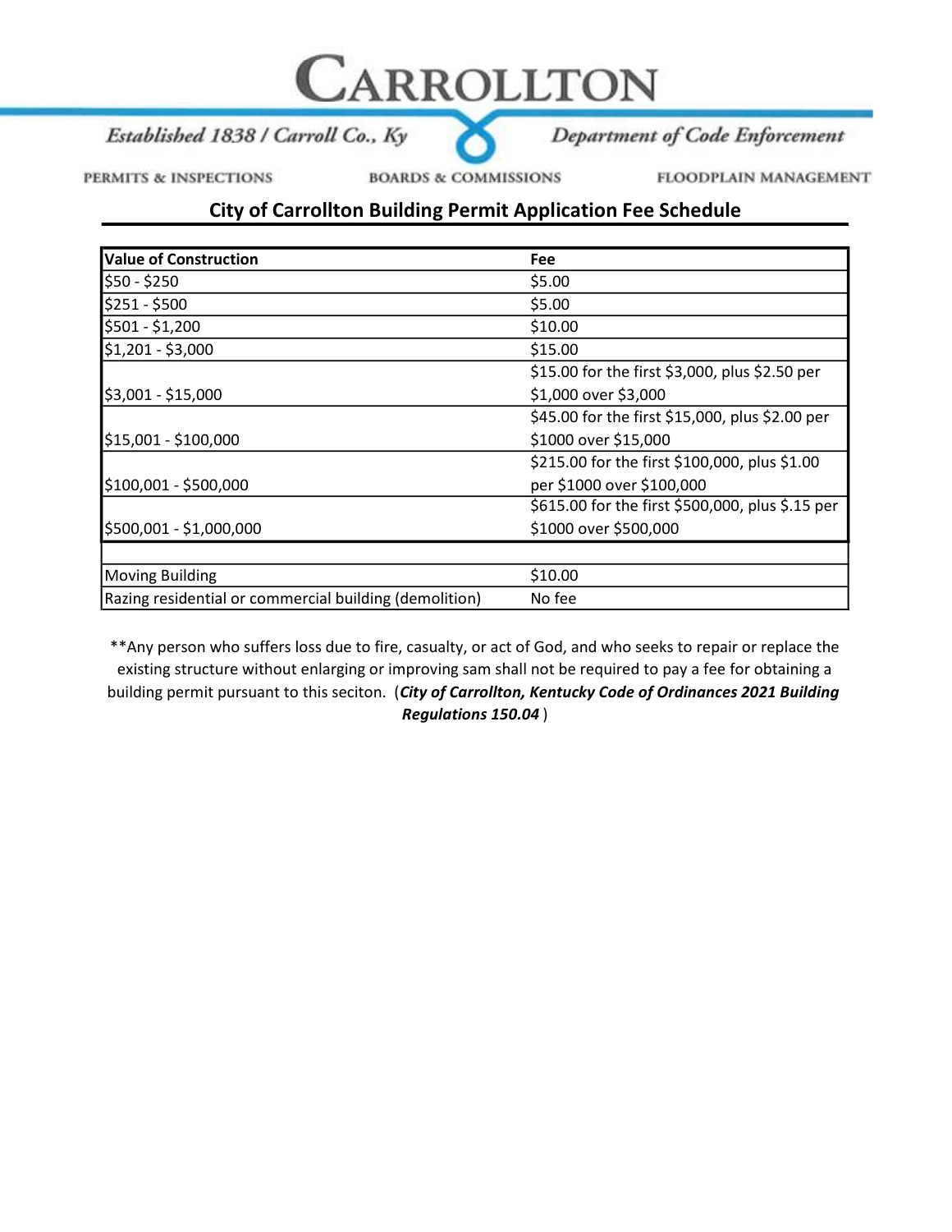# CARROLLTON

*Established 1838 / Carroll Co., Ky* — *Department of Code Enforcement*

PERMITS & INSPECTIONS — BOARDS & COMMISSIONS — FLOODPLAIN MANAGEMENT

## City of Carrollton Building Permit Application Fee Schedule

| Value of Construction | Fee |
|---|---|
| $50 - $250 | $5.00 |
| $251 - $500 | $5.00 |
| $501 - $1,200 | $10.00 |
| $1,201 - $3,000 | $15.00 |
| $3,001 - $15,000 | $15.00 for the first $3,000, plus $2.50 per $1,000 over $3,000 |
| $15,001 - $100,000 | $45.00 for the first $15,000, plus $2.00 per $1000 over $15,000 |
| $100,001 - $500,000 | $215.00 for the first $100,000, plus $1.00 per $1000 over $100,000 |
| $500,001 - $1,000,000 | $615.00 for the first $500,000, plus $.15 per $1000 over $500,000 |
| | |
| Moving Building | $10.00 |
| Razing residential or commercial building (demolition) | No fee |

**Any person who suffers loss due to fire, casualty, or act of God, and who seeks to repair or replace the existing structure without enlarging or improving sam shall not be required to pay a fee for obtaining a building permit pursuant to this seciton. (***City of Carrollton, Kentucky Code of Ordinances 2021 Building Regulations 150.04***)